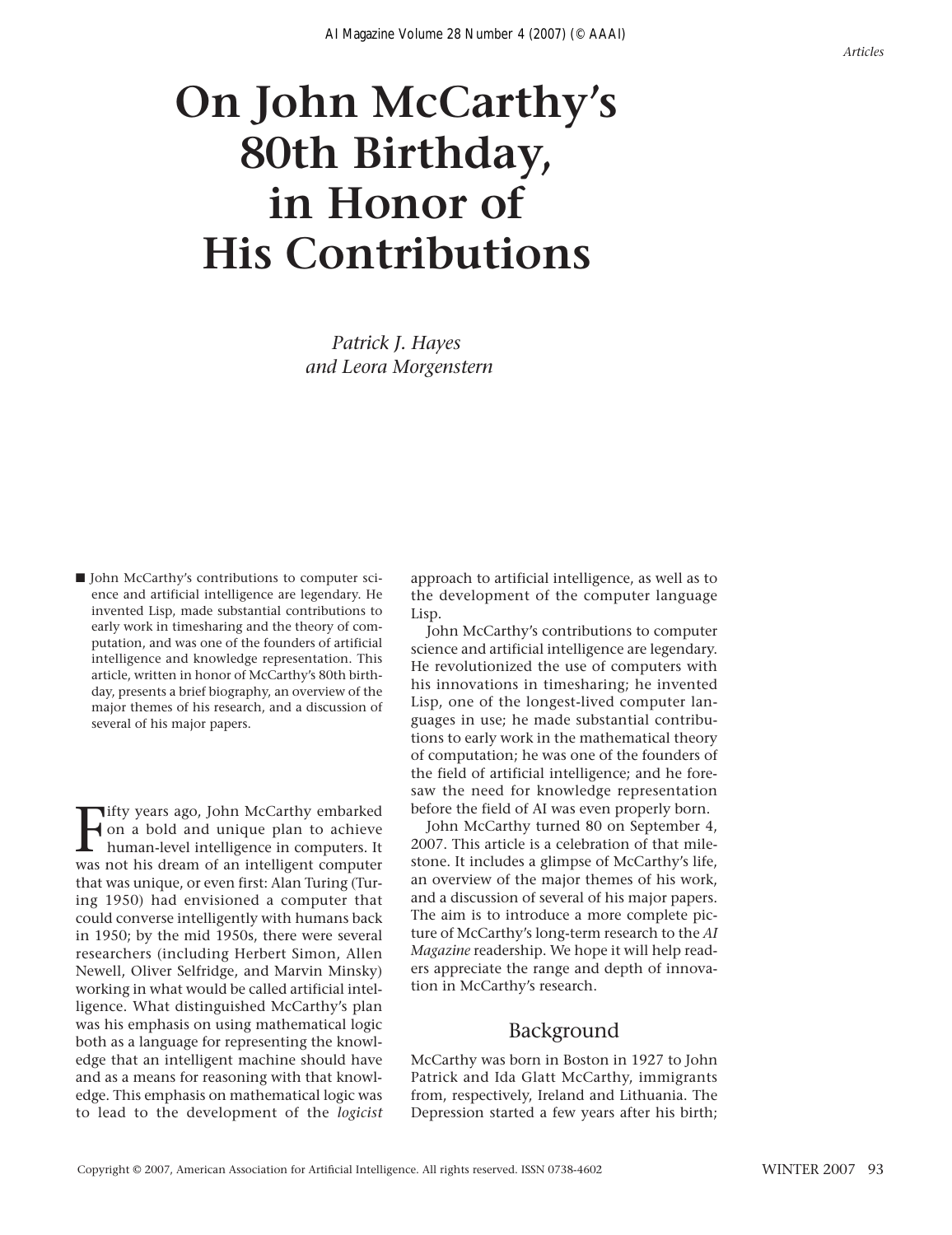# On John McCarthy's 80th Birthday, in Honor of His Contributions

*Patrick J. Hayes and Leora Morgenstern*

■ John McCarthy's contributions to computer science and artificial intelligence are legendary. He invented Lisp, made substantial contributions to early work in timesharing and the theory of computation, and was one of the founders of artificial intelligence and knowledge representation. This article, written in honor of McCarthy's 80th birthday, presents a brief biography, an overview of the major themes of his research, and a discussion of several of his major papers.

Fifty years ago, John McCarthy embarked on a bold and unique plan to achieve human-level intelligence in computers. It was not his dream of an intelligent computer that was unique, or even first: Alan Turing (Turing 1950) had envisioned a computer that could converse intelligently with humans back in 1950; by the mid 1950s, there were several researchers (including Herbert Simon, Allen Newell, Oliver Selfridge, and Marvin Minsky) working in what would be called artificial intelligence. What distinguished McCarthy's plan was his emphasis on using mathematical logic both as a language for representing the knowledge that an intelligent machine should have and as a means for reasoning with that knowledge. This emphasis on mathematical logic was to lead to the development of the *logicist* approach to artificial intelligence, as well as to the development of the computer language Lisp.

John McCarthy's contributions to computer science and artificial intelligence are legendary. He revolutionized the use of computers with his innovations in timesharing; he invented Lisp, one of the longest-lived computer languages in use; he made substantial contributions to early work in the mathematical theory of computation; he was one of the founders of the field of artificial intelligence; and he foresaw the need for knowledge representation before the field of AI was even properly born.

John McCarthy turned 80 on September 4, 2007. This article is a celebration of that milestone. It includes a glimpse of McCarthy's life, an overview of the major themes of his work, and a discussion of several of his major papers. The aim is to introduce a more complete picture of McCarthy's long-term research to the *AI Magazine* readership. We hope it will help readers appreciate the range and depth of innovation in McCarthy's research.

## Background

McCarthy was born in Boston in 1927 to John Patrick and Ida Glatt McCarthy, immigrants from, respectively, Ireland and Lithuania. The Depression started a few years after his birth;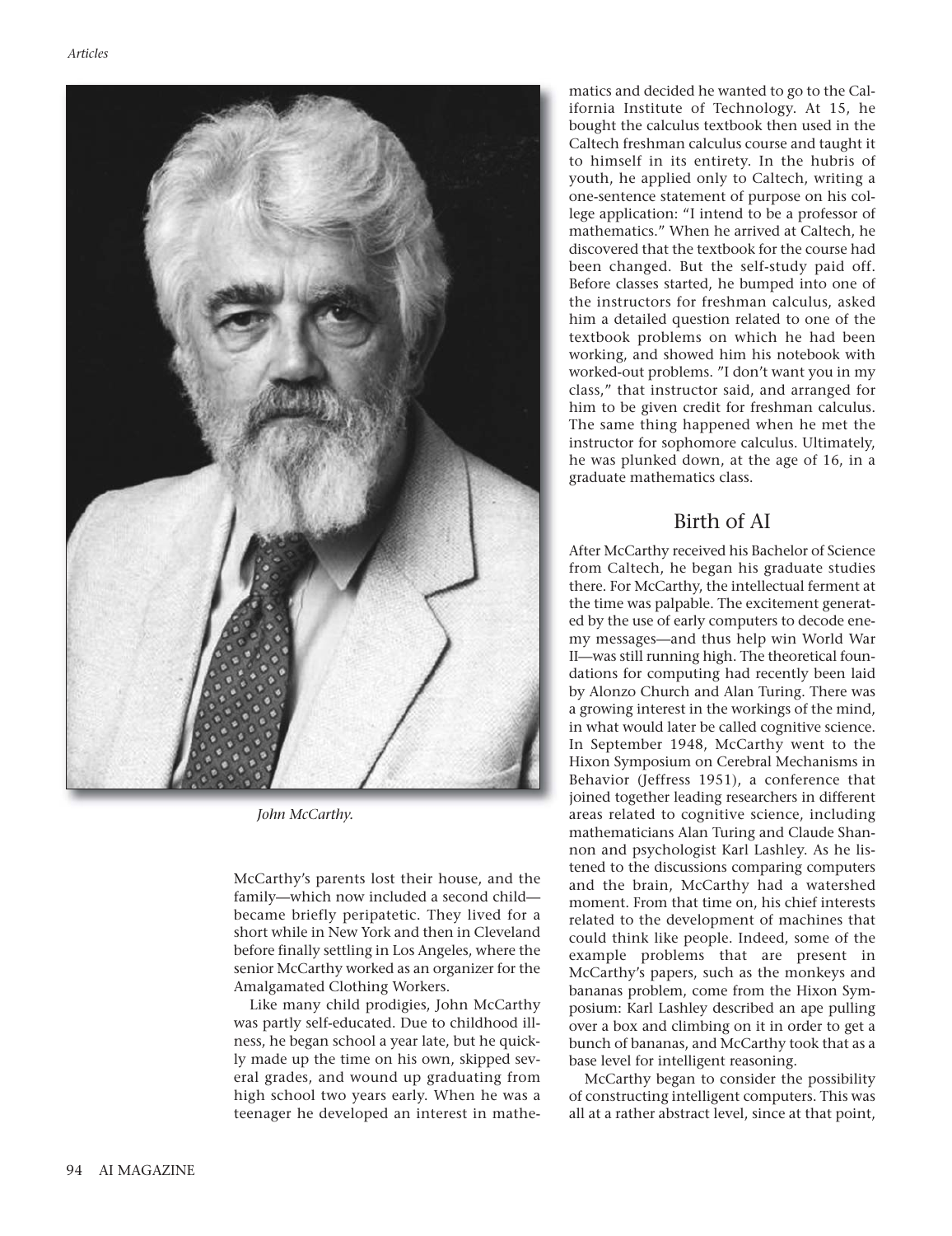*John McCarthy.*

McCarthy's parents lost their house, and the family—which now included a second child—became briefly peripatetic. They lived for a short while in New York and then in Cleveland before finally settling in Los Angeles, where the senior McCarthy worked as an organizer for the Amalgamated Clothing Workers.

Like many child prodigies, John McCarthy was partly self-educated. Due to childhood illness, he began school a year late, but he quickly made up the time on his own, skipped several grades, and wound up graduating from high school two years early. When he was a teenager he developed an interest in mathematics and decided he wanted to go to the California Institute of Technology. At 15, he bought the calculus textbook then used in the Caltech freshman calculus course and taught it to himself in its entirety. In the hubris of youth, he applied only to Caltech, writing a one-sentence statement of purpose on his college application: "I intend to be a professor of mathematics." When he arrived at Caltech, he discovered that the textbook for the course had been changed. But the self-study paid off. Before classes started, he bumped into one of the instructors for freshman calculus, asked him a detailed question related to one of the textbook problems on which he had been working, and showed him his notebook with worked-out problems. "I don't want you in my class," that instructor said, and arranged for him to be given credit for freshman calculus. The same thing happened when he met the instructor for sophomore calculus. Ultimately, he was plunked down, at the age of 16, in a graduate mathematics class.

## Birth of AI

After McCarthy received his Bachelor of Science from Caltech, he began his graduate studies there. For McCarthy, the intellectual ferment at the time was palpable. The excitement generated by the use of early computers to decode enemy messages—and thus help win World War II—was still running high. The theoretical foundations for computing had recently been laid by Alonzo Church and Alan Turing. There was a growing interest in the workings of the mind, in what would later be called cognitive science. In September 1948, McCarthy went to the Hixon Symposium on Cerebral Mechanisms in Behavior (Jeffress 1951), a conference that joined together leading researchers in different areas related to cognitive science, including mathematicians Alan Turing and Claude Shannon and psychologist Karl Lashley. As he listened to the discussions comparing computers and the brain, McCarthy had a watershed moment. From that time on, his chief interests related to the development of machines that could think like people. Indeed, some of the example problems that are present in McCarthy's papers, such as the monkeys and bananas problem, come from the Hixon Symposium: Karl Lashley described an ape pulling over a box and climbing on it in order to get a bunch of bananas, and McCarthy took that as a base level for intelligent reasoning.

McCarthy began to consider the possibility of constructing intelligent computers. This was all at a rather abstract level, since at that point,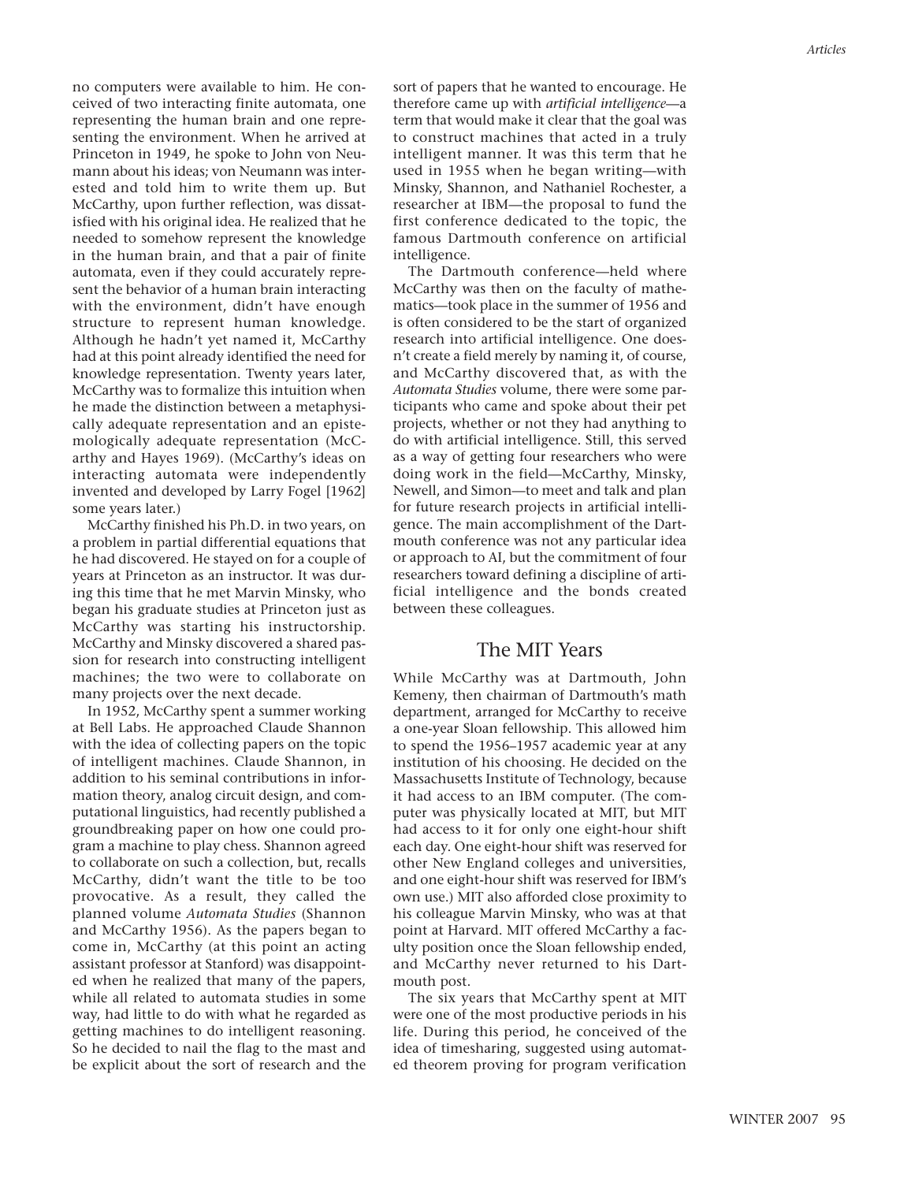no computers were available to him. He conceived of two interacting finite automata, one representing the human brain and one representing the environment. When he arrived at Princeton in 1949, he spoke to John von Neumann about his ideas; von Neumann was interested and told him to write them up. But McCarthy, upon further reflection, was dissatisfied with his original idea. He realized that he needed to somehow represent the knowledge in the human brain, and that a pair of finite automata, even if they could accurately represent the behavior of a human brain interacting with the environment, didn't have enough structure to represent human knowledge. Although he hadn't yet named it, McCarthy had at this point already identified the need for knowledge representation. Twenty years later, McCarthy was to formalize this intuition when he made the distinction between a metaphysically adequate representation and an epistemologically adequate representation (McCarthy and Hayes 1969). (McCarthy's ideas on interacting automata were independently invented and developed by Larry Fogel [1962] some years later.)

McCarthy finished his Ph.D. in two years, on a problem in partial differential equations that he had discovered. He stayed on for a couple of years at Princeton as an instructor. It was during this time that he met Marvin Minsky, who began his graduate studies at Princeton just as McCarthy was starting his instructorship. McCarthy and Minsky discovered a shared passion for research into constructing intelligent machines; the two were to collaborate on many projects over the next decade.

In 1952, McCarthy spent a summer working at Bell Labs. He approached Claude Shannon with the idea of collecting papers on the topic of intelligent machines. Claude Shannon, in addition to his seminal contributions in information theory, analog circuit design, and computational linguistics, had recently published a groundbreaking paper on how one could program a machine to play chess. Shannon agreed to collaborate on such a collection, but, recalls McCarthy, didn't want the title to be too provocative. As a result, they called the planned volume *Automata Studies* (Shannon and McCarthy 1956). As the papers began to come in, McCarthy (at this point an acting assistant professor at Stanford) was disappointed when he realized that many of the papers, while all related to automata studies in some way, had little to do with what he regarded as getting machines to do intelligent reasoning. So he decided to nail the flag to the mast and be explicit about the sort of research and the sort of papers that he wanted to encourage. He therefore came up with *artificial intelligence*—a term that would make it clear that the goal was to construct machines that acted in a truly intelligent manner. It was this term that he used in 1955 when he began writing—with Minsky, Shannon, and Nathaniel Rochester, a researcher at IBM—the proposal to fund the first conference dedicated to the topic, the famous Dartmouth conference on artificial intelligence.

The Dartmouth conference—held where McCarthy was then on the faculty of mathematics—took place in the summer of 1956 and is often considered to be the start of organized research into artificial intelligence. One doesn't create a field merely by naming it, of course, and McCarthy discovered that, as with the *Automata Studies* volume, there were some participants who came and spoke about their pet projects, whether or not they had anything to do with artificial intelligence. Still, this served as a way of getting four researchers who were doing work in the field—McCarthy, Minsky, Newell, and Simon—to meet and talk and plan for future research projects in artificial intelligence. The main accomplishment of the Dartmouth conference was not any particular idea or approach to AI, but the commitment of four researchers toward defining a discipline of artificial intelligence and the bonds created between these colleagues.

## The MIT Years

While McCarthy was at Dartmouth, John Kemeny, then chairman of Dartmouth's math department, arranged for McCarthy to receive a one-year Sloan fellowship. This allowed him to spend the 1956–1957 academic year at any institution of his choosing. He decided on the Massachusetts Institute of Technology, because it had access to an IBM computer. (The computer was physically located at MIT, but MIT had access to it for only one eight-hour shift each day. One eight-hour shift was reserved for other New England colleges and universities, and one eight-hour shift was reserved for IBM's own use.) MIT also afforded close proximity to his colleague Marvin Minsky, who was at that point at Harvard. MIT offered McCarthy a faculty position once the Sloan fellowship ended, and McCarthy never returned to his Dartmouth post.

The six years that McCarthy spent at MIT were one of the most productive periods in his life. During this period, he conceived of the idea of timesharing, suggested using automated theorem proving for program verification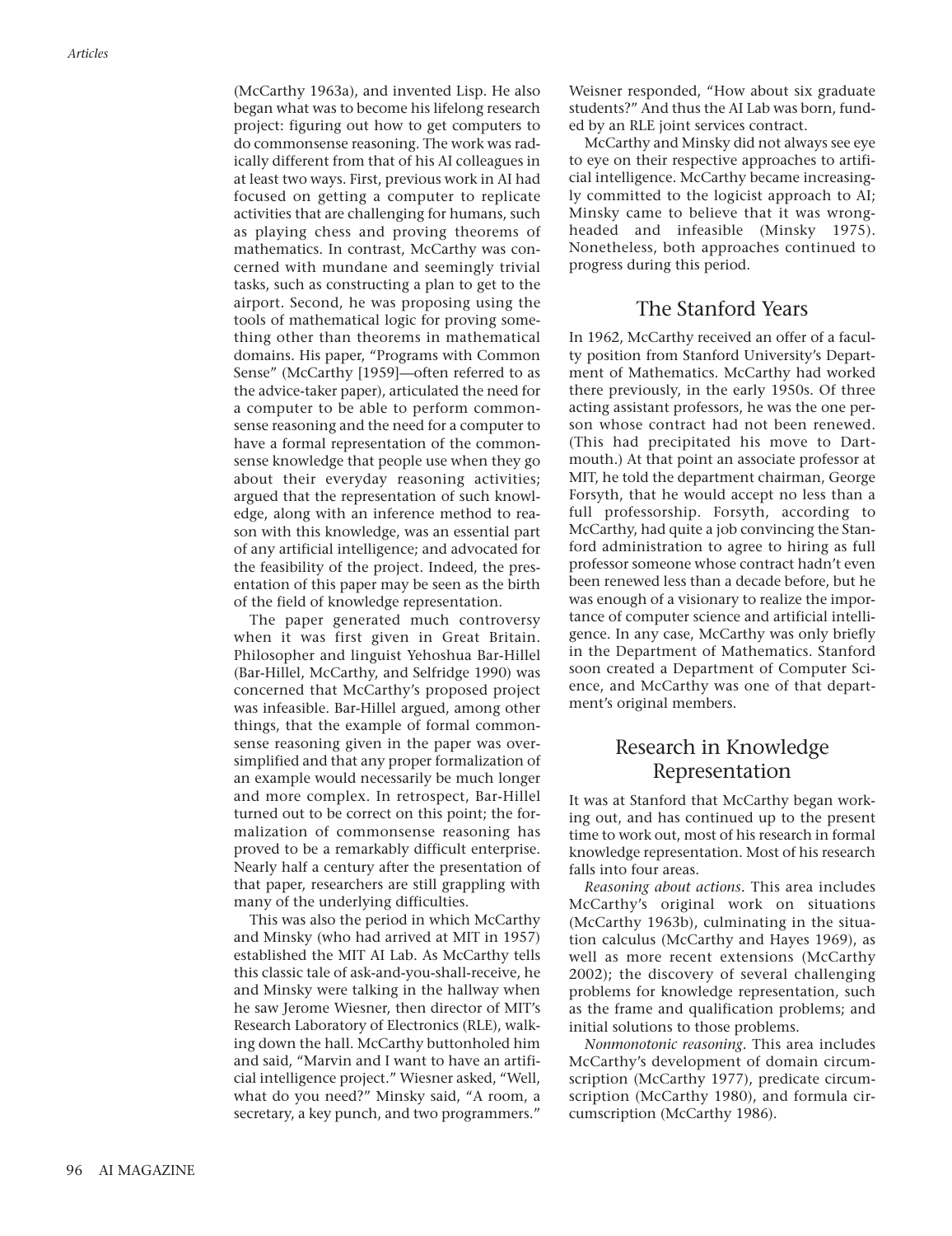(McCarthy 1963a), and invented Lisp. He also began what was to become his lifelong research project: figuring out how to get computers to do commonsense reasoning. The work was radically different from that of his AI colleagues in at least two ways. First, previous work in AI had focused on getting a computer to replicate activities that are challenging for humans, such as playing chess and proving theorems of mathematics. In contrast, McCarthy was concerned with mundane and seemingly trivial tasks, such as constructing a plan to get to the airport. Second, he was proposing using the tools of mathematical logic for proving something other than theorems in mathematical domains. His paper, "Programs with Common Sense" (McCarthy [1959]—often referred to as the advice-taker paper), articulated the need for a computer to be able to perform commonsense reasoning and the need for a computer to have a formal representation of the commonsense knowledge that people use when they go about their everyday reasoning activities; argued that the representation of such knowledge, along with an inference method to reason with this knowledge, was an essential part of any artificial intelligence; and advocated for the feasibility of the project. Indeed, the presentation of this paper may be seen as the birth of the field of knowledge representation.

The paper generated much controversy when it was first given in Great Britain. Philosopher and linguist Yehoshua Bar-Hillel (Bar-Hillel, McCarthy, and Selfridge 1990) was concerned that McCarthy's proposed project was infeasible. Bar-Hillel argued, among other things, that the example of formal commonsense reasoning given in the paper was oversimplified and that any proper formalization of an example would necessarily be much longer and more complex. In retrospect, Bar-Hillel turned out to be correct on this point; the formalization of commonsense reasoning has proved to be a remarkably difficult enterprise. Nearly half a century after the presentation of that paper, researchers are still grappling with many of the underlying difficulties.

This was also the period in which McCarthy and Minsky (who had arrived at MIT in 1957) established the MIT AI Lab. As McCarthy tells this classic tale of ask-and-you-shall-receive, he and Minsky were talking in the hallway when he saw Jerome Wiesner, then director of MIT's Research Laboratory of Electronics (RLE), walking down the hall. McCarthy buttonholed him and said, "Marvin and I want to have an artificial intelligence project." Wiesner asked, "Well, what do you need?" Minsky said, "A room, a secretary, a key punch, and two programmers." Weisner responded, "How about six graduate students?" And thus the AI Lab was born, funded by an RLE joint services contract.

McCarthy and Minsky did not always see eye to eye on their respective approaches to artificial intelligence. McCarthy became increasingly committed to the logicist approach to AI; Minsky came to believe that it was wrongheaded and infeasible (Minsky 1975). Nonetheless, both approaches continued to progress during this period.

## The Stanford Years

In 1962, McCarthy received an offer of a faculty position from Stanford University's Department of Mathematics. McCarthy had worked there previously, in the early 1950s. Of three acting assistant professors, he was the one person whose contract had not been renewed. (This had precipitated his move to Dartmouth.) At that point an associate professor at MIT, he told the department chairman, George Forsyth, that he would accept no less than a full professorship. Forsyth, according to McCarthy, had quite a job convincing the Stanford administration to agree to hiring as full professor someone whose contract hadn't even been renewed less than a decade before, but he was enough of a visionary to realize the importance of computer science and artificial intelligence. In any case, McCarthy was only briefly in the Department of Mathematics. Stanford soon created a Department of Computer Science, and McCarthy was one of that department's original members.

## Research in Knowledge Representation

It was at Stanford that McCarthy began working out, and has continued up to the present time to work out, most of his research in formal knowledge representation. Most of his research falls into four areas.

*Reasoning about actions.* This area includes McCarthy's original work on situations (McCarthy 1963b), culminating in the situation calculus (McCarthy and Hayes 1969), as well as more recent extensions (McCarthy 2002); the discovery of several challenging problems for knowledge representation, such as the frame and qualification problems; and initial solutions to those problems.

*Nonmonotonic reasoning.* This area includes McCarthy's development of domain circumscription (McCarthy 1977), predicate circumscription (McCarthy 1980), and formula circumscription (McCarthy 1986).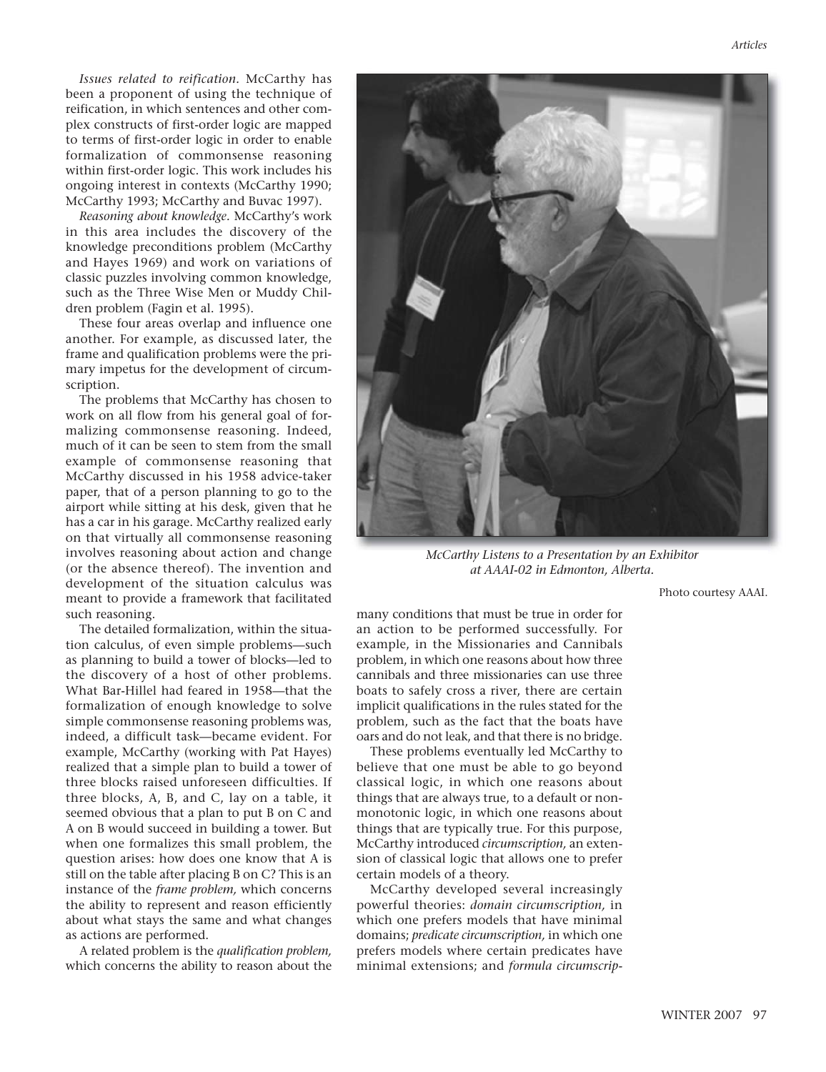*Issues related to reification.* McCarthy has been a proponent of using the technique of reification, in which sentences and other complex constructs of first-order logic are mapped to terms of first-order logic in order to enable formalization of commonsense reasoning within first-order logic. This work includes his ongoing interest in contexts (McCarthy 1990; McCarthy 1993; McCarthy and Buvac 1997).

*Reasoning about knowledge.* McCarthy's work in this area includes the discovery of the knowledge preconditions problem (McCarthy and Hayes 1969) and work on variations of classic puzzles involving common knowledge, such as the Three Wise Men or Muddy Children problem (Fagin et al. 1995).

These four areas overlap and influence one another. For example, as discussed later, the frame and qualification problems were the primary impetus for the development of circumscription.

The problems that McCarthy has chosen to work on all flow from his general goal of formalizing commonsense reasoning. Indeed, much of it can be seen to stem from the small example of commonsense reasoning that McCarthy discussed in his 1958 advice-taker paper, that of a person planning to go to the airport while sitting at his desk, given that he has a car in his garage. McCarthy realized early on that virtually all commonsense reasoning involves reasoning about action and change (or the absence thereof). The invention and development of the situation calculus was meant to provide a framework that facilitated such reasoning.

The detailed formalization, within the situation calculus, of even simple problems—such as planning to build a tower of blocks—led to the discovery of a host of other problems. What Bar-Hillel had feared in 1958—that the formalization of enough knowledge to solve simple commonsense reasoning problems was, indeed, a difficult task—became evident. For example, McCarthy (working with Pat Hayes) realized that a simple plan to build a tower of three blocks raised unforeseen difficulties. If three blocks, A, B, and C, lay on a table, it seemed obvious that a plan to put B on C and A on B would succeed in building a tower. But when one formalizes this small problem, the question arises: how does one know that A is still on the table after placing B on C? This is an instance of the *frame problem,* which concerns the ability to represent and reason efficiently about what stays the same and what changes as actions are performed.

A related problem is the *qualification problem,* which concerns the ability to reason about the many conditions that must be true in order for an action to be performed successfully. For example, in the Missionaries and Cannibals problem, in which one reasons about how three cannibals and three missionaries can use three boats to safely cross a river, there are certain implicit qualifications in the rules stated for the problem, such as the fact that the boats have oars and do not leak, and that there is no bridge.

*McCarthy Listens to a Presentation by an Exhibitor at AAAI-02 in Edmonton, Alberta.*

Photo courtesy AAAI.

These problems eventually led McCarthy to believe that one must be able to go beyond classical logic, in which one reasons about things that are always true, to a default or nonmonotonic logic, in which one reasons about things that are typically true. For this purpose, McCarthy introduced *circumscription,* an extension of classical logic that allows one to prefer certain models of a theory.

McCarthy developed several increasingly powerful theories: *domain circumscription,* in which one prefers models that have minimal domains; *predicate circumscription,* in which one prefers models where certain predicates have minimal extensions; and *formula circumscrip-*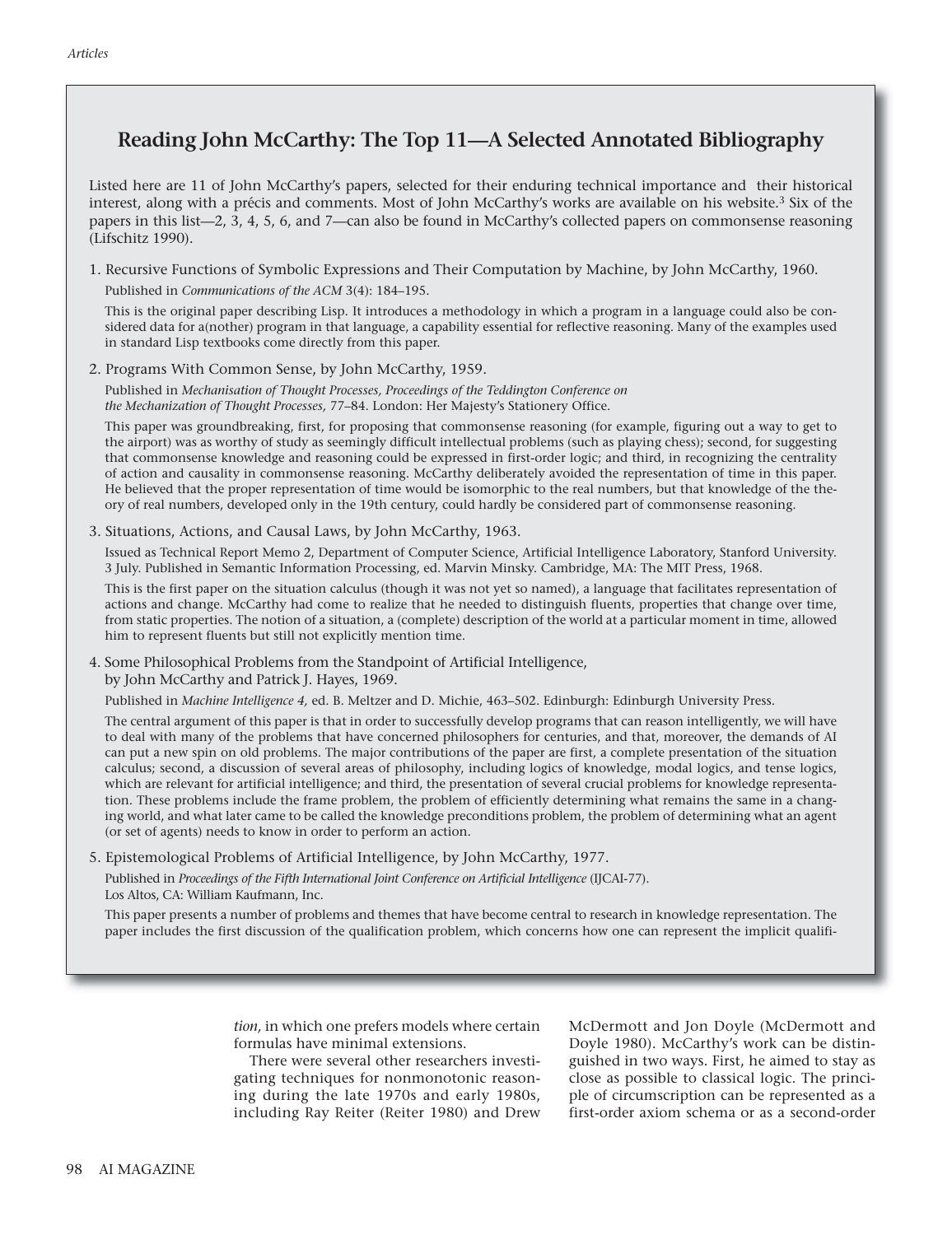## Reading John McCarthy: The Top 11—A Selected Annotated Bibliography

Listed here are 11 of John McCarthy's papers, selected for their enduring technical importance and their historical interest, along with a précis and comments. Most of John McCarthy's works are available on his website.[3] Six of the papers in this list—2, 3, 4, 5, 6, and 7—can also be found in McCarthy's collected papers on commonsense reasoning (Lifschitz 1990).

1. Recursive Functions of Symbolic Expressions and Their Computation by Machine, by John McCarthy, 1960.

   Published in *Communications of the ACM* 3(4): 184–195.

   This is the original paper describing Lisp. It introduces a methodology in which a program in a language could also be considered data for a(nother) program in that language, a capability essential for reflective reasoning. Many of the examples used in standard Lisp textbooks come directly from this paper.

2. Programs With Common Sense, by John McCarthy, 1959.

   Published in *Mechanisation of Thought Processes, Proceedings of the Teddington Conference on the Mechanization of Thought Processes,* 77–84. London: Her Majesty's Stationery Office.

   This paper was groundbreaking, first, for proposing that commonsense reasoning (for example, figuring out a way to get to the airport) was as worthy of study as seemingly difficult intellectual problems (such as playing chess); second, for suggesting that commonsense knowledge and reasoning could be expressed in first-order logic; and third, in recognizing the centrality of action and causality in commonsense reasoning. McCarthy deliberately avoided the representation of time in this paper. He believed that the proper representation of time would be isomorphic to the real numbers, but that knowledge of the theory of real numbers, developed only in the 19th century, could hardly be considered part of commonsense reasoning.

3. Situations, Actions, and Causal Laws, by John McCarthy, 1963.

   Issued as Technical Report Memo 2, Department of Computer Science, Artificial Intelligence Laboratory, Stanford University. 3 July. Published in Semantic Information Processing, ed. Marvin Minsky. Cambridge, MA: The MIT Press, 1968.

   This is the first paper on the situation calculus (though it was not yet so named), a language that facilitates representation of actions and change. McCarthy had come to realize that he needed to distinguish fluents, properties that change over time, from static properties. The notion of a situation, a (complete) description of the world at a particular moment in time, allowed him to represent fluents but still not explicitly mention time.

4. Some Philosophical Problems from the Standpoint of Artificial Intelligence, by John McCarthy and Patrick J. Hayes, 1969.

   Published in *Machine Intelligence 4,* ed. B. Meltzer and D. Michie, 463–502. Edinburgh: Edinburgh University Press.

   The central argument of this paper is that in order to successfully develop programs that can reason intelligently, we will have to deal with many of the problems that have concerned philosophers for centuries, and that, moreover, the demands of AI can put a new spin on old problems. The major contributions of the paper are first, a complete presentation of the situation calculus; second, a discussion of several areas of philosophy, including logics of knowledge, modal logics, and tense logics, which are relevant for artificial intelligence; and third, the presentation of several crucial problems for knowledge representation. These problems include the frame problem, the problem of efficiently determining what remains the same in a changing world, and what later came to be called the knowledge preconditions problem, the problem of determining what an agent (or set of agents) needs to know in order to perform an action.

5. Epistemological Problems of Artificial Intelligence, by John McCarthy, 1977.

   Published in *Proceedings of the Fifth International Joint Conference on Artificial Intelligence* (IJCAI-77). Los Altos, CA: William Kaufmann, Inc.

   This paper presents a number of problems and themes that have become central to research in knowledge representation. The paper includes the first discussion of the qualification problem, which concerns how one can represent the implicit qualifi-

*tion,* in which one prefers models where certain formulas have minimal extensions.

There were several other researchers investigating techniques for nonmonotonic reasoning during the late 1970s and early 1980s, including Ray Reiter (Reiter 1980) and Drew McDermott and Jon Doyle (McDermott and Doyle 1980). McCarthy's work can be distinguished in two ways. First, he aimed to stay as close as possible to classical logic. The principle of circumscription can be represented as a first-order axiom schema or as a second-order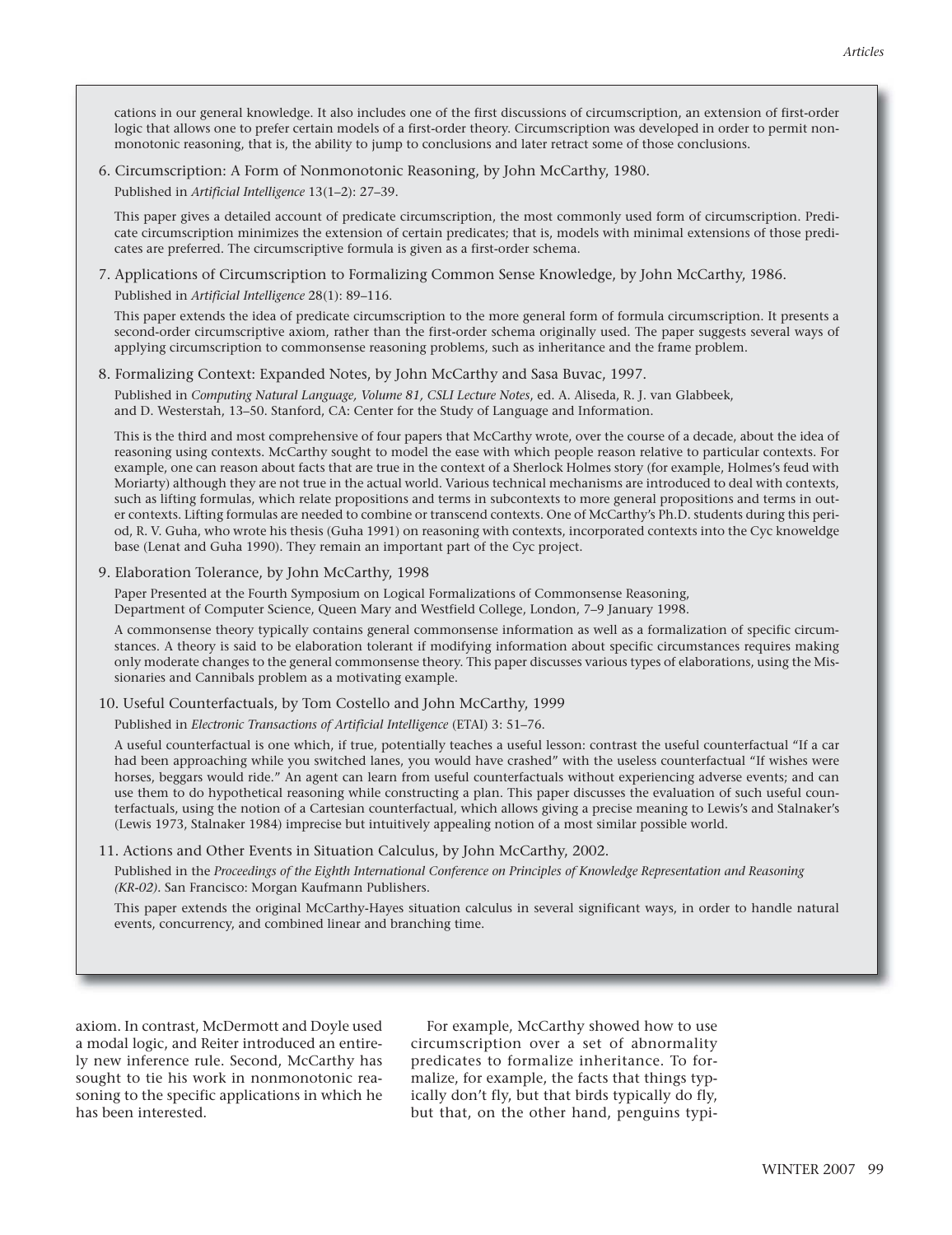cations in our general knowledge. It also includes one of the first discussions of circumscription, an extension of first-order logic that allows one to prefer certain models of a first-order theory. Circumscription was developed in order to permit nonmonotonic reasoning, that is, the ability to jump to conclusions and later retract some of those conclusions.

6. Circumscription: A Form of Nonmonotonic Reasoning, by John McCarthy, 1980.

   Published in *Artificial Intelligence* 13(1–2): 27–39.

   This paper gives a detailed account of predicate circumscription, the most commonly used form of circumscription. Predicate circumscription minimizes the extension of certain predicates; that is, models with minimal extensions of those predicates are preferred. The circumscriptive formula is given as a first-order schema.

7. Applications of Circumscription to Formalizing Common Sense Knowledge, by John McCarthy, 1986.

   Published in *Artificial Intelligence* 28(1): 89–116.

   This paper extends the idea of predicate circumscription to the more general form of formula circumscription. It presents a second-order circumscriptive axiom, rather than the first-order schema originally used. The paper suggests several ways of applying circumscription to commonsense reasoning problems, such as inheritance and the frame problem.

8. Formalizing Context: Expanded Notes, by John McCarthy and Sasa Buvac, 1997.

   Published in *Computing Natural Language, Volume 81, CSLI Lecture Notes*, ed. A. Aliseda, R. J. van Glabbeek, and D. Westerstah, 13–50. Stanford, CA: Center for the Study of Language and Information.

   This is the third and most comprehensive of four papers that McCarthy wrote, over the course of a decade, about the idea of reasoning using contexts. McCarthy sought to model the ease with which people reason relative to particular contexts. For example, one can reason about facts that are true in the context of a Sherlock Holmes story (for example, Holmes's feud with Moriarty) although they are not true in the actual world. Various technical mechanisms are introduced to deal with contexts, such as lifting formulas, which relate propositions and terms in subcontexts to more general propositions and terms in outer contexts. Lifting formulas are needed to combine or transcend contexts. One of McCarthy's Ph.D. students during this period, R. V. Guha, who wrote his thesis (Guha 1991) on reasoning with contexts, incorporated contexts into the Cyc knoweldge base (Lenat and Guha 1990). They remain an important part of the Cyc project.

9. Elaboration Tolerance, by John McCarthy, 1998

   Paper Presented at the Fourth Symposium on Logical Formalizations of Commonsense Reasoning, Department of Computer Science, Queen Mary and Westfield College, London, 7–9 January 1998.

   A commonsense theory typically contains general commonsense information as well as a formalization of specific circumstances. A theory is said to be elaboration tolerant if modifying information about specific circumstances requires making only moderate changes to the general commonsense theory. This paper discusses various types of elaborations, using the Missionaries and Cannibals problem as a motivating example.

10. Useful Counterfactuals, by Tom Costello and John McCarthy, 1999

    Published in *Electronic Transactions of Artificial Intelligence* (ETAI) 3: 51–76.

    A useful counterfactual is one which, if true, potentially teaches a useful lesson: contrast the useful counterfactual "If a car had been approaching while you switched lanes, you would have crashed" with the useless counterfactual "If wishes were horses, beggars would ride." An agent can learn from useful counterfactuals without experiencing adverse events; and can use them to do hypothetical reasoning while constructing a plan. This paper discusses the evaluation of such useful counterfactuals, using the notion of a Cartesian counterfactual, which allows giving a precise meaning to Lewis's and Stalnaker's (Lewis 1973, Stalnaker 1984) imprecise but intuitively appealing notion of a most similar possible world.

11. Actions and Other Events in Situation Calculus, by John McCarthy, 2002.

    Published in the *Proceedings of the Eighth International Conference on Principles of Knowledge Representation and Reasoning (KR-02).* San Francisco: Morgan Kaufmann Publishers.

    This paper extends the original McCarthy-Hayes situation calculus in several significant ways, in order to handle natural events, concurrency, and combined linear and branching time.

axiom. In contrast, McDermott and Doyle used a modal logic, and Reiter introduced an entirely new inference rule. Second, McCarthy has sought to tie his work in nonmonotonic reasoning to the specific applications in which he has been interested.

For example, McCarthy showed how to use circumscription over a set of abnormality predicates to formalize inheritance. To formalize, for example, the facts that things typically don't fly, but that birds typically do fly, but that, on the other hand, penguins typi-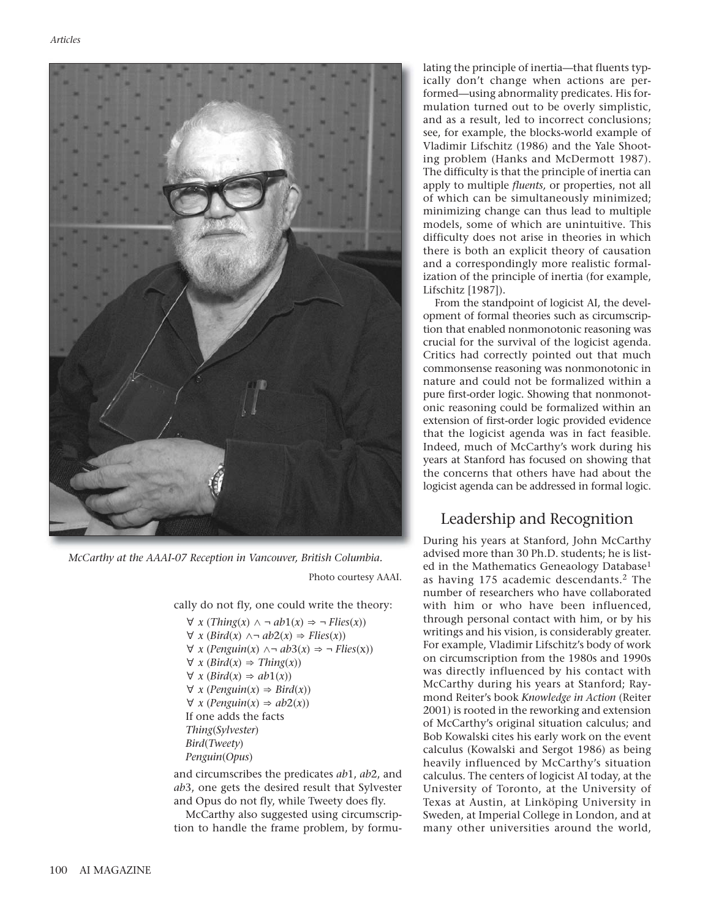McCarthy at the AAAI-07 Reception in Vancouver, British Columbia.

Photo courtesy AAAI.

cally do not fly, one could write the theory:

$\forall\ x\ (Thing(x) \wedge \neg\ ab1(x) \Rightarrow \neg\ Flies(x))$
$\forall\ x\ (Bird(x) \wedge \neg\ ab2(x) \Rightarrow Flies(x))$
$\forall\ x\ (Penguin(x) \wedge \neg\ ab3(x) \Rightarrow \neg\ Flies(x))$
$\forall\ x\ (Bird(x) \Rightarrow Thing(x))$
$\forall\ x\ (Bird(x) \Rightarrow ab1(x))$
$\forall\ x\ (Penguin(x) \Rightarrow Bird(x))$
$\forall\ x\ (Penguin(x) \Rightarrow ab2(x))$

If one adds the facts

*Thing*(*Sylvester*)
*Bird*(*Tweety*)
*Penguin*(*Opus*)

and circumscribes the predicates *ab*1, *ab*2, and *ab*3, one gets the desired result that Sylvester and Opus do not fly, while Tweety does fly.

McCarthy also suggested using circumscription to handle the frame problem, by formulating the principle of inertia—that fluents typically don't change when actions are performed—using abnormality predicates. His formulation turned out to be overly simplistic, and as a result, led to incorrect conclusions; see, for example, the blocks-world example of Vladimir Lifschitz (1986) and the Yale Shooting problem (Hanks and McDermott 1987). The difficulty is that the principle of inertia can apply to multiple *fluents,* or properties, not all of which can be simultaneously minimized; minimizing change can thus lead to multiple models, some of which are unintuitive. This difficulty does not arise in theories in which there is both an explicit theory of causation and a correspondingly more realistic formalization of the principle of inertia (for example, Lifschitz [1987]).

From the standpoint of logicist AI, the development of formal theories such as circumscription that enabled nonmonotonic reasoning was crucial for the survival of the logicist agenda. Critics had correctly pointed out that much commonsense reasoning was nonmonotonic in nature and could not be formalized within a pure first-order logic. Showing that nonmonotonic reasoning could be formalized within an extension of first-order logic provided evidence that the logicist agenda was in fact feasible. Indeed, much of McCarthy's work during his years at Stanford has focused on showing that the concerns that others have had about the logicist agenda can be addressed in formal logic.

## Leadership and Recognition

During his years at Stanford, John McCarthy advised more than 30 Ph.D. students; he is listed in the Mathematics Geneaology Database[1] as having 175 academic descendants.[2] The number of researchers who have collaborated with him or who have been influenced, through personal contact with him, or by his writings and his vision, is considerably greater. For example, Vladimir Lifschitz's body of work on circumscription from the 1980s and 1990s was directly influenced by his contact with McCarthy during his years at Stanford; Raymond Reiter's book *Knowledge in Action* (Reiter 2001) is rooted in the reworking and extension of McCarthy's original situation calculus; and Bob Kowalski cites his early work on the event calculus (Kowalski and Sergot 1986) as being heavily influenced by McCarthy's situation calculus. The centers of logicist AI today, at the University of Toronto, at the University of Texas at Austin, at Linköping University in Sweden, at Imperial College in London, and at many other universities around the world,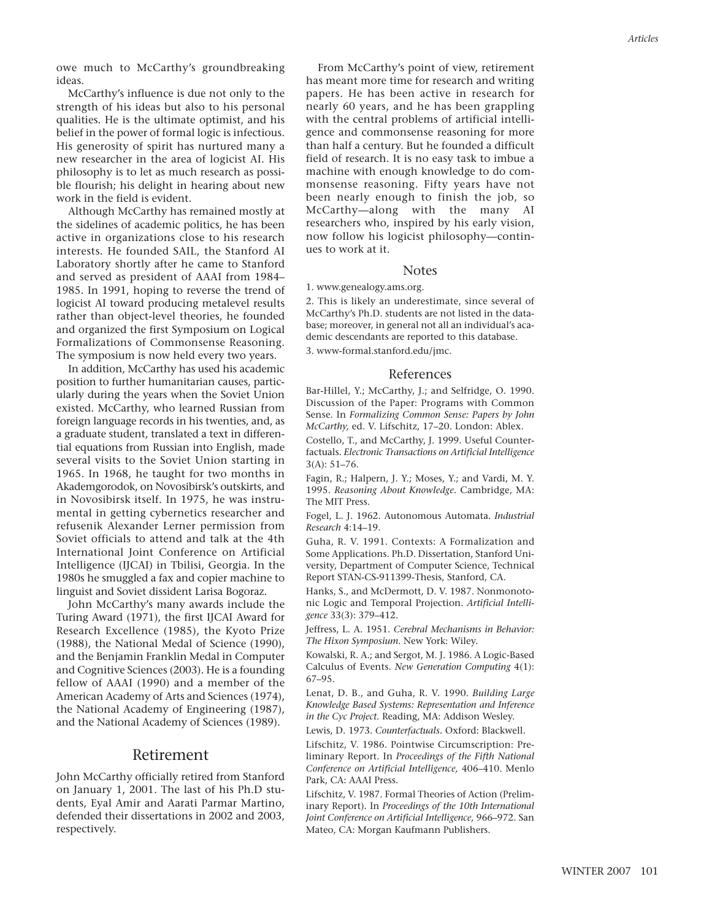owe much to McCarthy's groundbreaking ideas.

McCarthy's influence is due not only to the strength of his ideas but also to his personal qualities. He is the ultimate optimist, and his belief in the power of formal logic is infectious. His generosity of spirit has nurtured many a new researcher in the area of logicist AI. His philosophy is to let as much research as possible flourish; his delight in hearing about new work in the field is evident.

Although McCarthy has remained mostly at the sidelines of academic politics, he has been active in organizations close to his research interests. He founded SAIL, the Stanford AI Laboratory shortly after he came to Stanford and served as president of AAAI from 1984–1985. In 1991, hoping to reverse the trend of logicist AI toward producing metalevel results rather than object-level theories, he founded and organized the first Symposium on Logical Formalizations of Commonsense Reasoning. The symposium is now held every two years.

In addition, McCarthy has used his academic position to further humanitarian causes, particularly during the years when the Soviet Union existed. McCarthy, who learned Russian from foreign language records in his twenties, and, as a graduate student, translated a text in differential equations from Russian into English, made several visits to the Soviet Union starting in 1965. In 1968, he taught for two months in Akademgorodok, on Novosibirsk's outskirts, and in Novosibirsk itself. In 1975, he was instrumental in getting cybernetics researcher and refusenik Alexander Lerner permission from Soviet officials to attend and talk at the 4th International Joint Conference on Artificial Intelligence (IJCAI) in Tbilisi, Georgia. In the 1980s he smuggled a fax and copier machine to linguist and Soviet dissident Larisa Bogoraz.

John McCarthy's many awards include the Turing Award (1971), the first IJCAI Award for Research Excellence (1985), the Kyoto Prize (1988), the National Medal of Science (1990), and the Benjamin Franklin Medal in Computer and Cognitive Sciences (2003). He is a founding fellow of AAAI (1990) and a member of the American Academy of Arts and Sciences (1974), the National Academy of Engineering (1987), and the National Academy of Sciences (1989).

## Retirement

John McCarthy officially retired from Stanford on January 1, 2001. The last of his Ph.D students, Eyal Amir and Aarati Parmar Martino, defended their dissertations in 2002 and 2003, respectively.

From McCarthy's point of view, retirement has meant more time for research and writing papers. He has been active in research for nearly 60 years, and he has been grappling with the central problems of artificial intelligence and commonsense reasoning for more than half a century. But he founded a difficult field of research. It is no easy task to imbue a machine with enough knowledge to do commonsense reasoning. Fifty years have not been nearly enough to finish the job, so McCarthy—along with the many AI researchers who, inspired by his early vision, now follow his logicist philosophy—continues to work at it.

## Notes

1. www.genealogy.ams.org.

2. This is likely an underestimate, since several of McCarthy's Ph.D. students are not listed in the database; moreover, in general not all an individual's academic descendants are reported to this database.

3. www-formal.stanford.edu/jmc.

## References

Bar-Hillel, Y.; McCarthy, J.; and Selfridge, O. 1990. Discussion of the Paper: Programs with Common Sense. In *Formalizing Common Sense: Papers by John McCarthy,* ed. V. Lifschitz, 17–20. London: Ablex.

Costello, T., and McCarthy, J. 1999. Useful Counterfactuals. *Electronic Transactions on Artificial Intelligence* 3(A): 51–76.

Fagin, R.; Halpern, J. Y.; Moses, Y.; and Vardi, M. Y. 1995. *Reasoning About Knowledge.* Cambridge, MA: The MIT Press.

Fogel, L. J. 1962. Autonomous Automata. *Industrial Research* 4:14–19.

Guha, R. V. 1991. Contexts: A Formalization and Some Applications. Ph.D. Dissertation, Stanford University, Department of Computer Science, Technical Report STAN-CS-911399-Thesis, Stanford, CA.

Hanks, S., and McDermott, D. V. 1987. Nonmonotonic Logic and Temporal Projection. *Artificial Intelligence* 33(3): 379–412.

Jeffress, L. A. 1951. *Cerebral Mechanisms in Behavior: The Hixon Symposium.* New York: Wiley.

Kowalski, R. A.; and Sergot, M. J. 1986. A Logic-Based Calculus of Events. *New Generation Computing* 4(1): 67–95.

Lenat, D. B., and Guha, R. V. 1990. *Building Large Knowledge Based Systems: Representation and Inference in the Cyc Project.* Reading, MA: Addison Wesley.

Lewis, D. 1973. *Counterfactuals.* Oxford: Blackwell.

Lifschitz, V. 1986. Pointwise Circumscription: Preliminary Report. In *Proceedings of the Fifth National Conference on Artificial Intelligence,* 406–410. Menlo Park, CA: AAAI Press.

Lifschitz, V. 1987. Formal Theories of Action (Preliminary Report). In *Proceedings of the 10th International Joint Conference on Artificial Intelligence,* 966–972. San Mateo, CA: Morgan Kaufmann Publishers.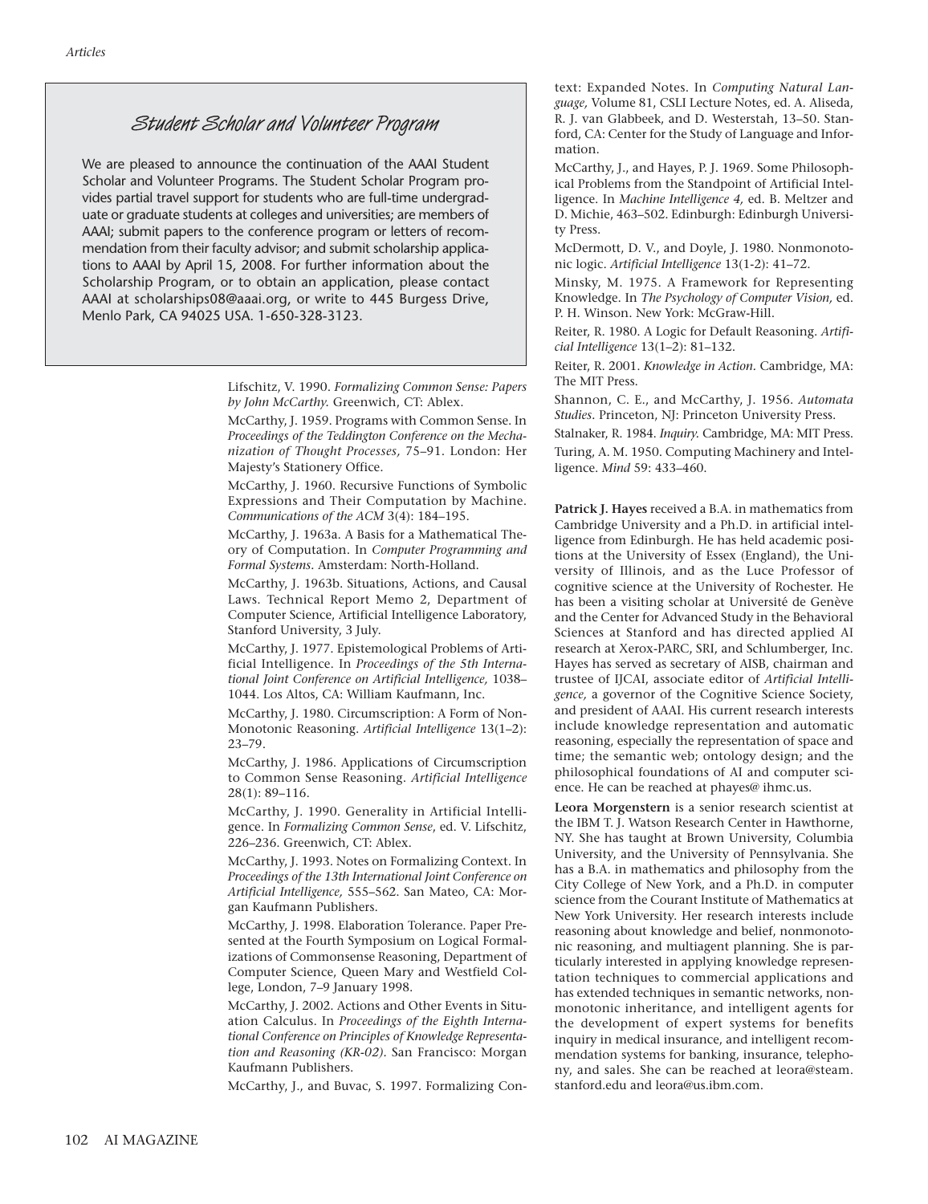## Student Scholar and Volunteer Program

We are pleased to announce the continuation of the AAAI Student Scholar and Volunteer Programs. The Student Scholar Program provides partial travel support for students who are full-time undergraduate or graduate students at colleges and universities; are members of AAAI; submit papers to the conference program or letters of recommendation from their faculty advisor; and submit scholarship applications to AAAI by April 15, 2008. For further information about the Scholarship Program, or to obtain an application, please contact AAAI at scholarships08@aaai.org, or write to 445 Burgess Drive, Menlo Park, CA 94025 USA. 1-650-328-3123.

Lifschitz, V. 1990. *Formalizing Common Sense: Papers by John McCarthy.* Greenwich, CT: Ablex.

McCarthy, J. 1959. Programs with Common Sense. In *Proceedings of the Teddington Conference on the Mechanization of Thought Processes,* 75–91. London: Her Majesty's Stationery Office.

McCarthy, J. 1960. Recursive Functions of Symbolic Expressions and Their Computation by Machine. *Communications of the ACM* 3(4): 184–195.

McCarthy, J. 1963a. A Basis for a Mathematical Theory of Computation. In *Computer Programming and Formal Systems*. Amsterdam: North-Holland.

McCarthy, J. 1963b. Situations, Actions, and Causal Laws. Technical Report Memo 2, Department of Computer Science, Artificial Intelligence Laboratory, Stanford University, 3 July.

McCarthy, J. 1977. Epistemological Problems of Artificial Intelligence. In *Proceedings of the 5th International Joint Conference on Artificial Intelligence,* 1038–1044. Los Altos, CA: William Kaufmann, Inc.

McCarthy, J. 1980. Circumscription: A Form of Non-Monotonic Reasoning. *Artificial Intelligence* 13(1–2): 23–79.

McCarthy, J. 1986. Applications of Circumscription to Common Sense Reasoning. *Artificial Intelligence* 28(1): 89–116.

McCarthy, J. 1990. Generality in Artificial Intelligence. In *Formalizing Common Sense*, ed. V. Lifschitz, 226–236. Greenwich, CT: Ablex.

McCarthy, J. 1993. Notes on Formalizing Context. In *Proceedings of the 13th International Joint Conference on Artificial Intelligence,* 555–562. San Mateo, CA: Morgan Kaufmann Publishers.

McCarthy, J. 1998. Elaboration Tolerance. Paper Presented at the Fourth Symposium on Logical Formalizations of Commonsense Reasoning, Department of Computer Science, Queen Mary and Westfield College, London, 7–9 January 1998.

McCarthy, J. 2002. Actions and Other Events in Situation Calculus. In *Proceedings of the Eighth International Conference on Principles of Knowledge Representation and Reasoning (KR-02)*. San Francisco: Morgan Kaufmann Publishers.

McCarthy, J., and Buvac, S. 1997. Formalizing Context: Expanded Notes. In *Computing Natural Language,* Volume 81, CSLI Lecture Notes, ed. A. Aliseda, R. J. van Glabbeek, and D. Westerstah, 13–50. Stanford, CA: Center for the Study of Language and Information.

McCarthy, J., and Hayes, P. J. 1969. Some Philosophical Problems from the Standpoint of Artificial Intelligence. In *Machine Intelligence 4,* ed. B. Meltzer and D. Michie, 463–502. Edinburgh: Edinburgh University Press.

McDermott, D. V., and Doyle, J. 1980. Nonmonotonic logic. *Artificial Intelligence* 13(1-2): 41–72.

Minsky, M. 1975. A Framework for Representing Knowledge. In *The Psychology of Computer Vision,* ed. P. H. Winson. New York: McGraw-Hill.

Reiter, R. 1980. A Logic for Default Reasoning. *Artificial Intelligence* 13(1–2): 81–132.

Reiter, R. 2001. *Knowledge in Action.* Cambridge, MA: The MIT Press.

Shannon, C. E., and McCarthy, J. 1956. *Automata Studies*. Princeton, NJ: Princeton University Press.

Stalnaker, R. 1984. *Inquiry.* Cambridge, MA: MIT Press.

Turing, A. M. 1950. Computing Machinery and Intelligence. *Mind* 59: 433–460.

**Patrick J. Hayes** received a B.A. in mathematics from Cambridge University and a Ph.D. in artificial intelligence from Edinburgh. He has held academic positions at the University of Essex (England), the University of Illinois, and as the Luce Professor of cognitive science at the University of Rochester. He has been a visiting scholar at Université de Genève and the Center for Advanced Study in the Behavioral Sciences at Stanford and has directed applied AI research at Xerox-PARC, SRI, and Schlumberger, Inc. Hayes has served as secretary of AISB, chairman and trustee of IJCAI, associate editor of *Artificial Intelligence,* a governor of the Cognitive Science Society, and president of AAAI. His current research interests include knowledge representation and automatic reasoning, especially the representation of space and time; the semantic web; ontology design; and the philosophical foundations of AI and computer science. He can be reached at phayes@ ihmc.us.

**Leora Morgenstern** is a senior research scientist at the IBM T. J. Watson Research Center in Hawthorne, NY. She has taught at Brown University, Columbia University, and the University of Pennsylvania. She has a B.A. in mathematics and philosophy from the City College of New York, and a Ph.D. in computer science from the Courant Institute of Mathematics at New York University. Her research interests include reasoning about knowledge and belief, nonmonotonic reasoning, and multiagent planning. She is particularly interested in applying knowledge representation techniques to commercial applications and has extended techniques in semantic networks, nonmonotonic inheritance, and intelligent agents for the development of expert systems for benefits inquiry in medical insurance, and intelligent recommendation systems for banking, insurance, telephony, and sales. She can be reached at leora@steam.stanford.edu and leora@us.ibm.com.